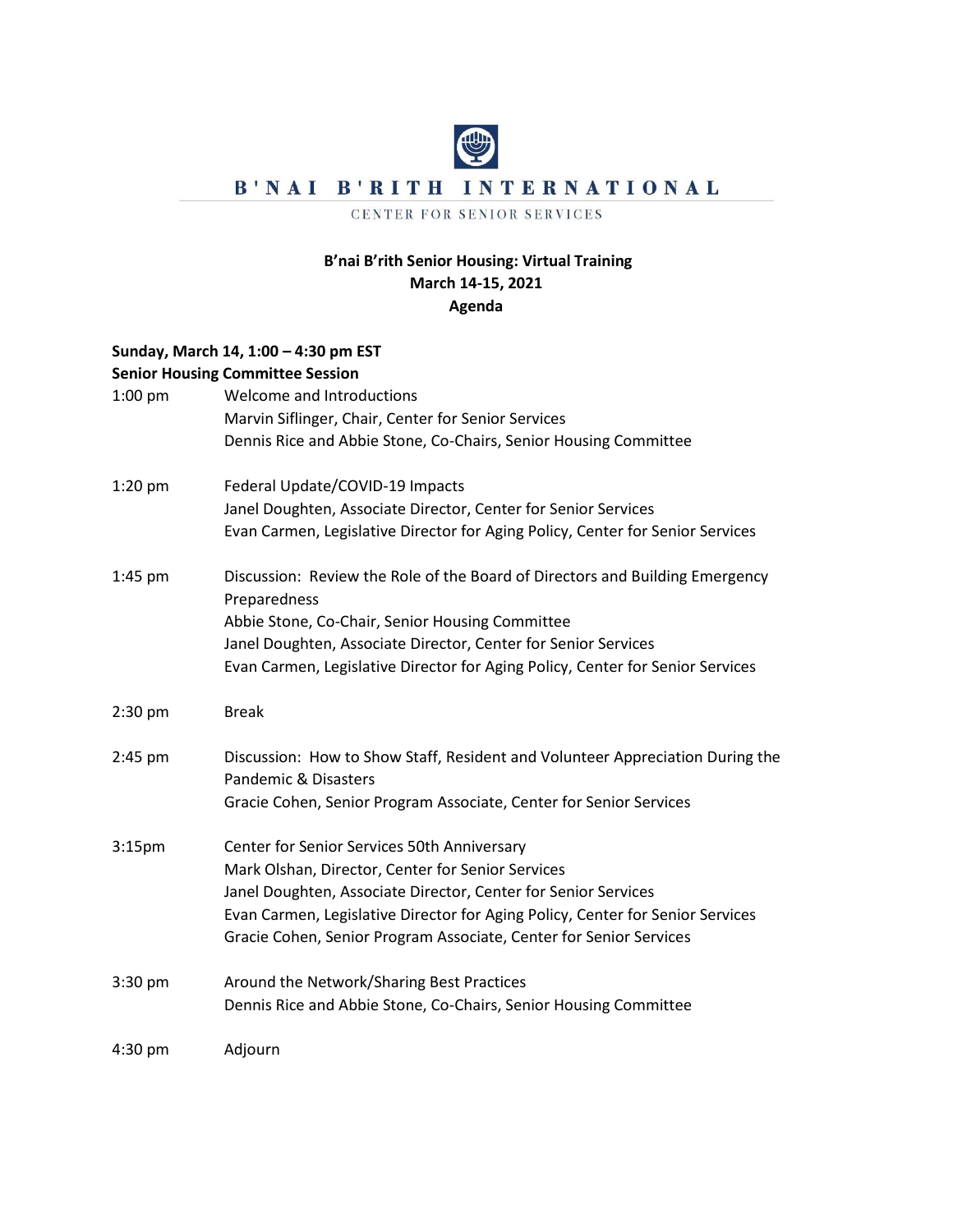B'NAI B'RITH INTERNATIONAL

CENTER FOR SENIOR SERVICES

## B'nai B'rith Senior Housing: Virtual Training
## March 14-15, 2021
## Agenda

**Sunday, March 14, 1:00 – 4:30 pm EST**
**Senior Housing Committee Session**

| | |
|---|---|
| 1:00 pm | Welcome and Introductions<br>Marvin Siflinger, Chair, Center for Senior Services<br>Dennis Rice and Abbie Stone, Co-Chairs, Senior Housing Committee |
| 1:20 pm | Federal Update/COVID-19 Impacts<br>Janel Doughten, Associate Director, Center for Senior Services<br>Evan Carmen, Legislative Director for Aging Policy, Center for Senior Services |
| 1:45 pm | Discussion: Review the Role of the Board of Directors and Building Emergency Preparedness<br>Abbie Stone, Co-Chair, Senior Housing Committee<br>Janel Doughten, Associate Director, Center for Senior Services<br>Evan Carmen, Legislative Director for Aging Policy, Center for Senior Services |
| 2:30 pm | Break |
| 2:45 pm | Discussion: How to Show Staff, Resident and Volunteer Appreciation During the Pandemic & Disasters<br>Gracie Cohen, Senior Program Associate, Center for Senior Services |
| 3:15pm | Center for Senior Services 50th Anniversary<br>Mark Olshan, Director, Center for Senior Services<br>Janel Doughten, Associate Director, Center for Senior Services<br>Evan Carmen, Legislative Director for Aging Policy, Center for Senior Services<br>Gracie Cohen, Senior Program Associate, Center for Senior Services |
| 3:30 pm | Around the Network/Sharing Best Practices<br>Dennis Rice and Abbie Stone, Co-Chairs, Senior Housing Committee |
| 4:30 pm | Adjourn |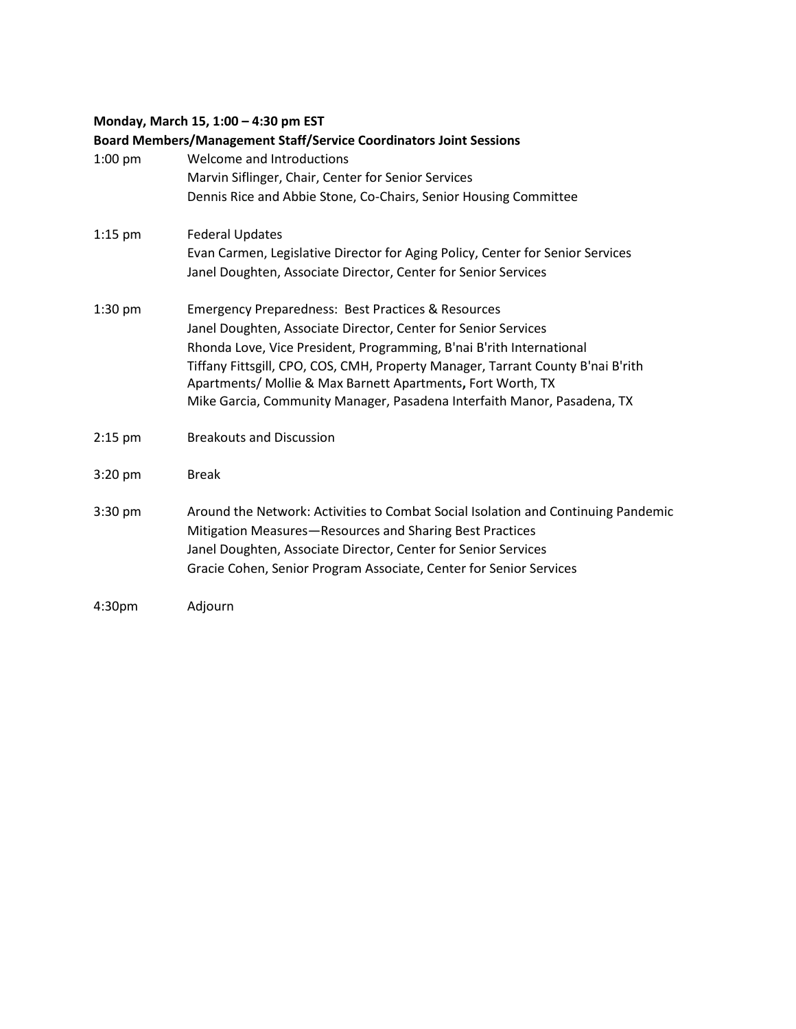**Monday, March 15, 1:00 – 4:30 pm EST**

**Board Members/Management Staff/Service Coordinators Joint Sessions**

| | |
|---|---|
| 1:00 pm | Welcome and Introductions<br>Marvin Siflinger, Chair, Center for Senior Services<br>Dennis Rice and Abbie Stone, Co-Chairs, Senior Housing Committee |
| 1:15 pm | Federal Updates<br>Evan Carmen, Legislative Director for Aging Policy, Center for Senior Services<br>Janel Doughten, Associate Director, Center for Senior Services |
| 1:30 pm | Emergency Preparedness: Best Practices & Resources<br>Janel Doughten, Associate Director, Center for Senior Services<br>Rhonda Love, Vice President, Programming, B'nai B'rith International<br>Tiffany Fittsgill, CPO, COS, CMH, Property Manager, Tarrant County B'nai B'rith Apartments/ Mollie & Max Barnett Apartments, Fort Worth, TX<br>Mike Garcia, Community Manager, Pasadena Interfaith Manor, Pasadena, TX |
| 2:15 pm | Breakouts and Discussion |
| 3:20 pm | Break |
| 3:30 pm | Around the Network: Activities to Combat Social Isolation and Continuing Pandemic Mitigation Measures—Resources and Sharing Best Practices<br>Janel Doughten, Associate Director, Center for Senior Services<br>Gracie Cohen, Senior Program Associate, Center for Senior Services |
| 4:30pm | Adjourn |